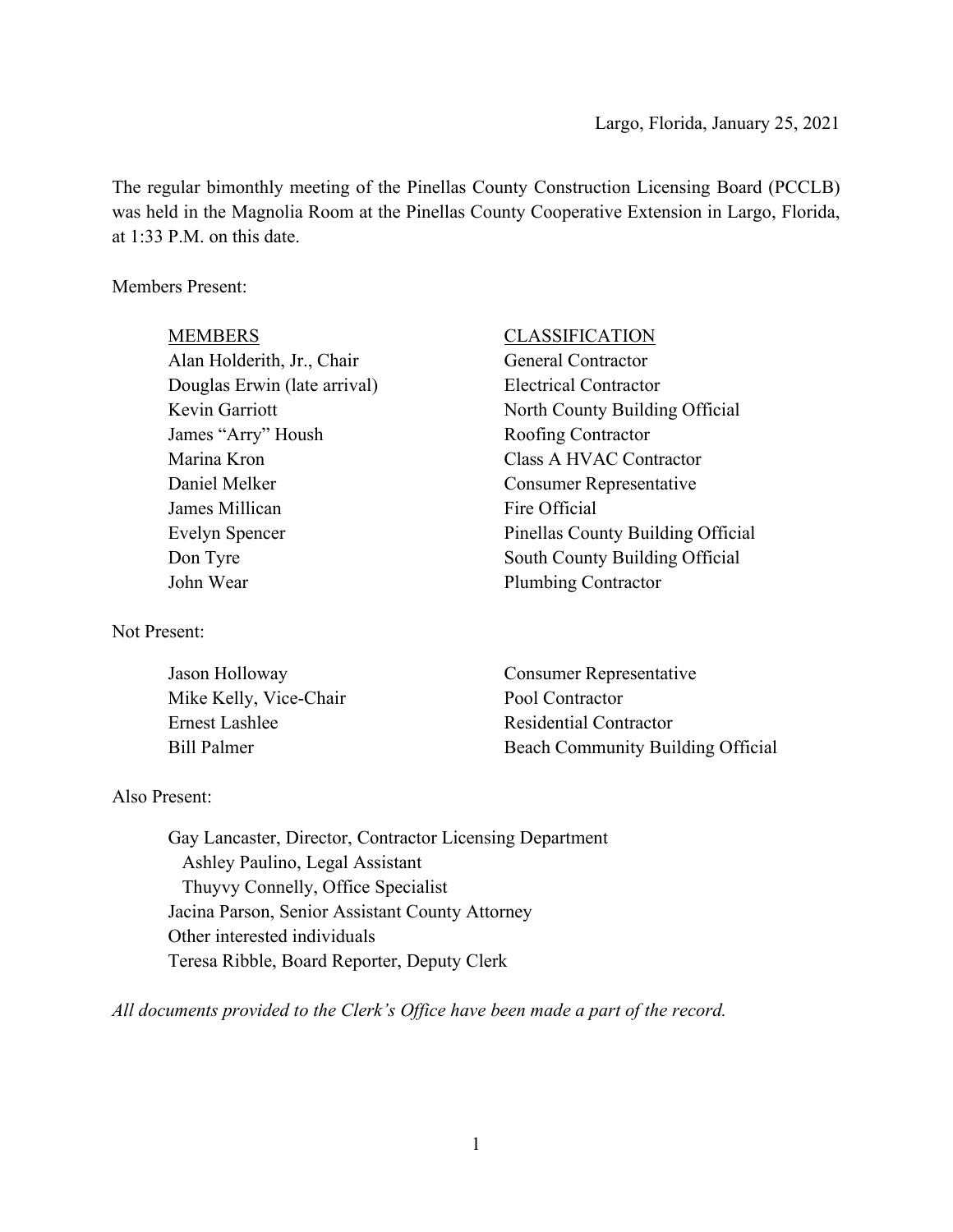Largo, Florida, January 25, 2021

The regular bimonthly meeting of the Pinellas County Construction Licensing Board (PCCLB) was held in the Magnolia Room at the Pinellas County Cooperative Extension in Largo, Florida, at 1:33 P.M. on this date.

Members Present:

| MEMBERS | CLASSIFICATION |
| --- | --- |
| Alan Holderith, Jr., Chair | General Contractor |
| Douglas Erwin (late arrival) | Electrical Contractor |
| Kevin Garriott | North County Building Official |
| James "Arry" Housh | Roofing Contractor |
| Marina Kron | Class A HVAC Contractor |
| Daniel Melker | Consumer Representative |
| James Millican | Fire Official |
| Evelyn Spencer | Pinellas County Building Official |
| Don Tyre | South County Building Official |
| John Wear | Plumbing Contractor |

Not Present:

| | |
| --- | --- |
| Jason Holloway | Consumer Representative |
| Mike Kelly, Vice-Chair | Pool Contractor |
| Ernest Lashlee | Residential Contractor |
| Bill Palmer | Beach Community Building Official |

Also Present:

Gay Lancaster, Director, Contractor Licensing Department
  Ashley Paulino, Legal Assistant
  Thuyvy Connelly, Office Specialist
Jacina Parson, Senior Assistant County Attorney
Other interested individuals
Teresa Ribble, Board Reporter, Deputy Clerk

*All documents provided to the Clerk's Office have been made a part of the record.*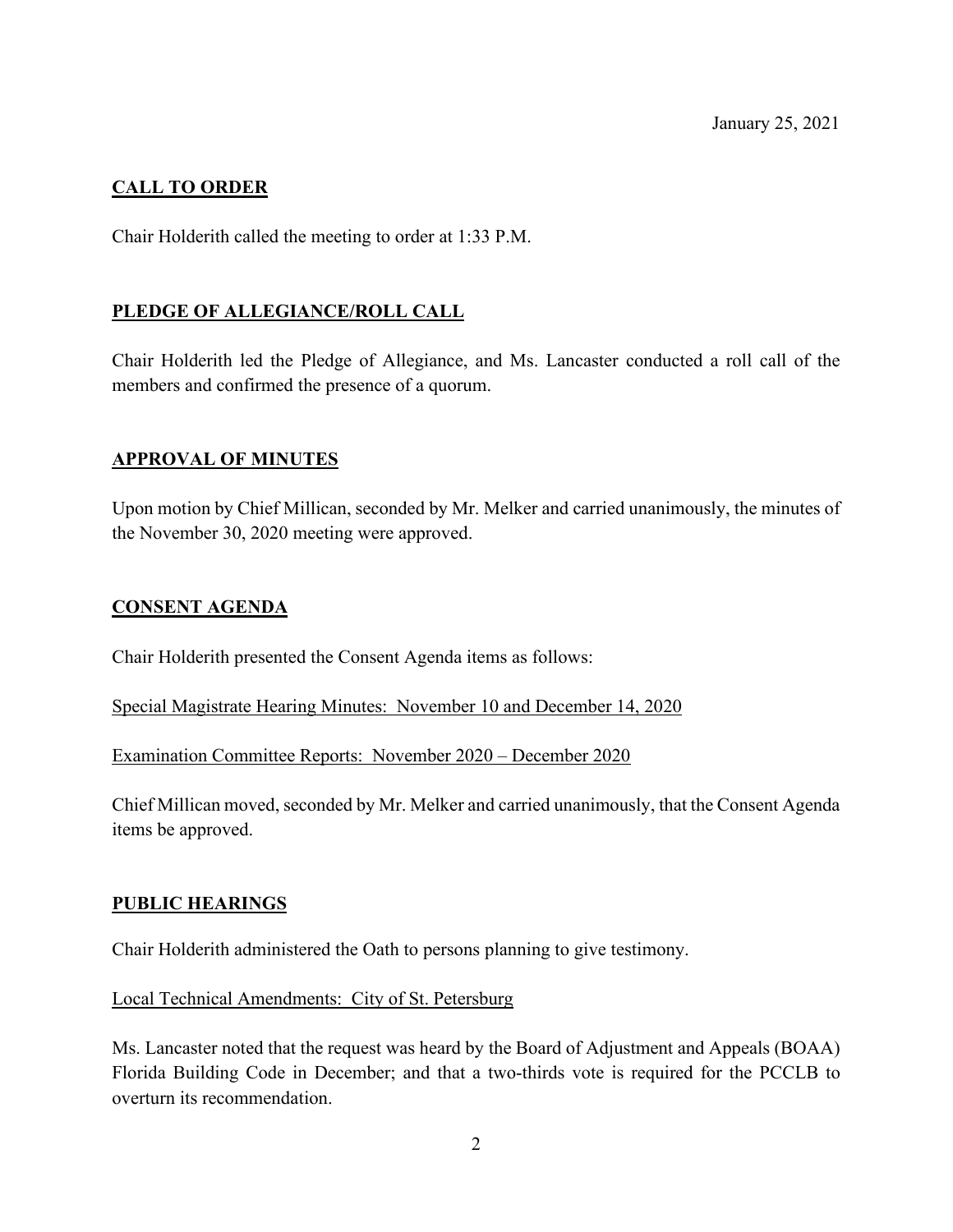January 25, 2021

## CALL TO ORDER

Chair Holderith called the meeting to order at 1:33 P.M.

## PLEDGE OF ALLEGIANCE/ROLL CALL

Chair Holderith led the Pledge of Allegiance, and Ms. Lancaster conducted a roll call of the members and confirmed the presence of a quorum.

## APPROVAL OF MINUTES

Upon motion by Chief Millican, seconded by Mr. Melker and carried unanimously, the minutes of the November 30, 2020 meeting were approved.

## CONSENT AGENDA

Chair Holderith presented the Consent Agenda items as follows:

Special Magistrate Hearing Minutes: November 10 and December 14, 2020

Examination Committee Reports: November 2020 – December 2020

Chief Millican moved, seconded by Mr. Melker and carried unanimously, that the Consent Agenda items be approved.

## PUBLIC HEARINGS

Chair Holderith administered the Oath to persons planning to give testimony.

Local Technical Amendments: City of St. Petersburg

Ms. Lancaster noted that the request was heard by the Board of Adjustment and Appeals (BOAA) Florida Building Code in December; and that a two-thirds vote is required for the PCCLB to overturn its recommendation.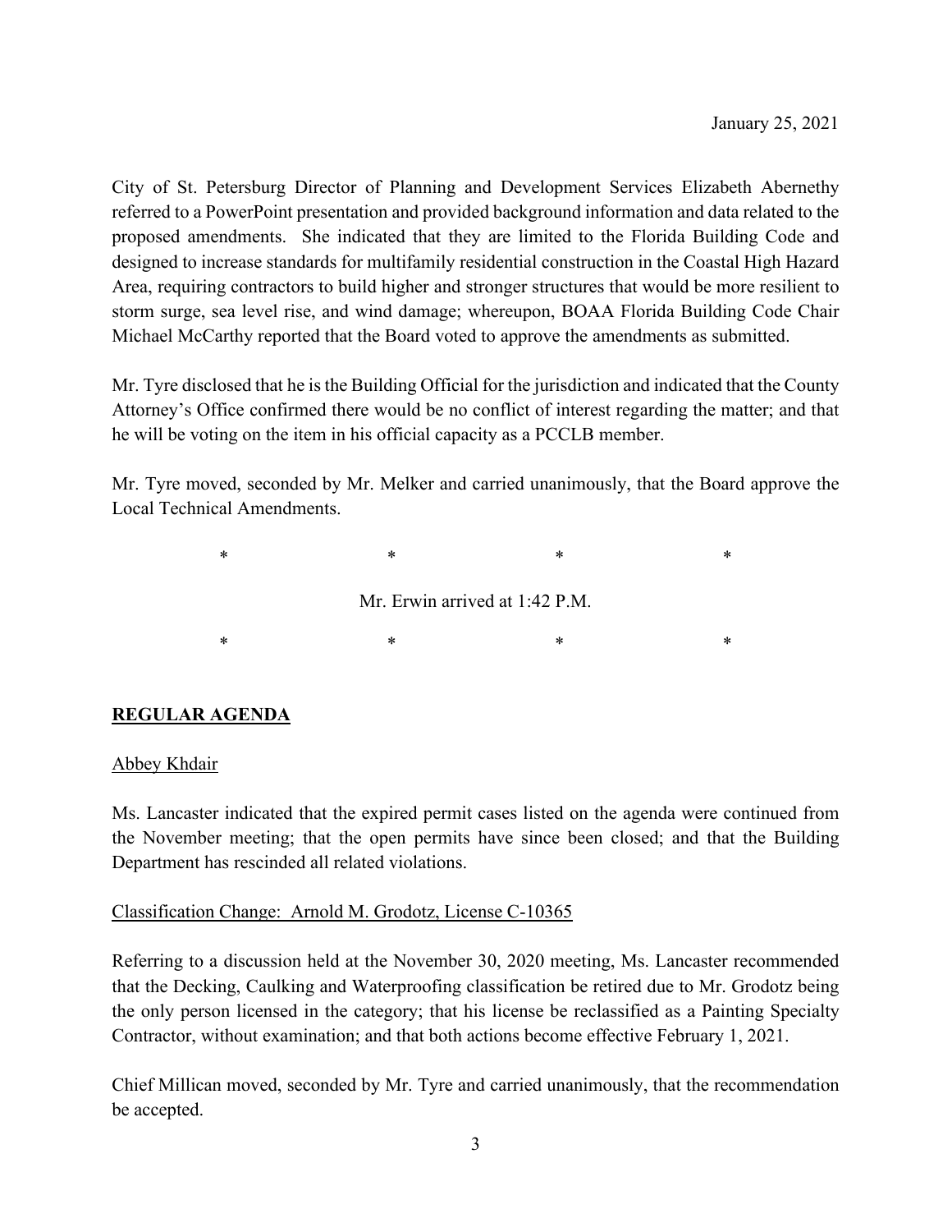January 25, 2021

City of St. Petersburg Director of Planning and Development Services Elizabeth Abernethy referred to a PowerPoint presentation and provided background information and data related to the proposed amendments. She indicated that they are limited to the Florida Building Code and designed to increase standards for multifamily residential construction in the Coastal High Hazard Area, requiring contractors to build higher and stronger structures that would be more resilient to storm surge, sea level rise, and wind damage; whereupon, BOAA Florida Building Code Chair Michael McCarthy reported that the Board voted to approve the amendments as submitted.

Mr. Tyre disclosed that he is the Building Official for the jurisdiction and indicated that the County Attorney's Office confirmed there would be no conflict of interest regarding the matter; and that he will be voting on the item in his official capacity as a PCCLB member.

Mr. Tyre moved, seconded by Mr. Melker and carried unanimously, that the Board approve the Local Technical Amendments.

\* \* \* \*

Mr. Erwin arrived at 1:42 P.M.

\* \* \* \*

## REGULAR AGENDA

### Abbey Khdair

Ms. Lancaster indicated that the expired permit cases listed on the agenda were continued from the November meeting; that the open permits have since been closed; and that the Building Department has rescinded all related violations.

### Classification Change: Arnold M. Grodotz, License C-10365

Referring to a discussion held at the November 30, 2020 meeting, Ms. Lancaster recommended that the Decking, Caulking and Waterproofing classification be retired due to Mr. Grodotz being the only person licensed in the category; that his license be reclassified as a Painting Specialty Contractor, without examination; and that both actions become effective February 1, 2021.

Chief Millican moved, seconded by Mr. Tyre and carried unanimously, that the recommendation be accepted.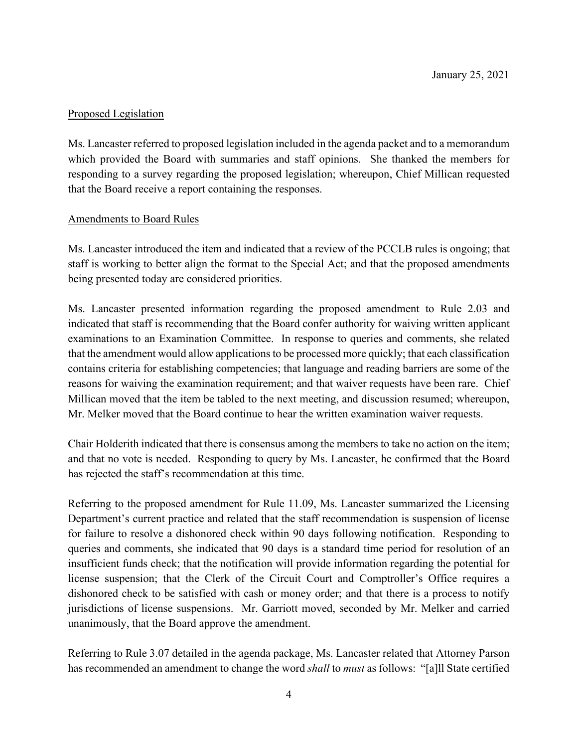January 25, 2021

Proposed Legislation

Ms. Lancaster referred to proposed legislation included in the agenda packet and to a memorandum which provided the Board with summaries and staff opinions. She thanked the members for responding to a survey regarding the proposed legislation; whereupon, Chief Millican requested that the Board receive a report containing the responses.

Amendments to Board Rules

Ms. Lancaster introduced the item and indicated that a review of the PCCLB rules is ongoing; that staff is working to better align the format to the Special Act; and that the proposed amendments being presented today are considered priorities.

Ms. Lancaster presented information regarding the proposed amendment to Rule 2.03 and indicated that staff is recommending that the Board confer authority for waiving written applicant examinations to an Examination Committee. In response to queries and comments, she related that the amendment would allow applications to be processed more quickly; that each classification contains criteria for establishing competencies; that language and reading barriers are some of the reasons for waiving the examination requirement; and that waiver requests have been rare. Chief Millican moved that the item be tabled to the next meeting, and discussion resumed; whereupon, Mr. Melker moved that the Board continue to hear the written examination waiver requests.

Chair Holderith indicated that there is consensus among the members to take no action on the item; and that no vote is needed. Responding to query by Ms. Lancaster, he confirmed that the Board has rejected the staff's recommendation at this time.

Referring to the proposed amendment for Rule 11.09, Ms. Lancaster summarized the Licensing Department's current practice and related that the staff recommendation is suspension of license for failure to resolve a dishonored check within 90 days following notification. Responding to queries and comments, she indicated that 90 days is a standard time period for resolution of an insufficient funds check; that the notification will provide information regarding the potential for license suspension; that the Clerk of the Circuit Court and Comptroller's Office requires a dishonored check to be satisfied with cash or money order; and that there is a process to notify jurisdictions of license suspensions. Mr. Garriott moved, seconded by Mr. Melker and carried unanimously, that the Board approve the amendment.

Referring to Rule 3.07 detailed in the agenda package, Ms. Lancaster related that Attorney Parson has recommended an amendment to change the word *shall* to *must* as follows: "[a]ll State certified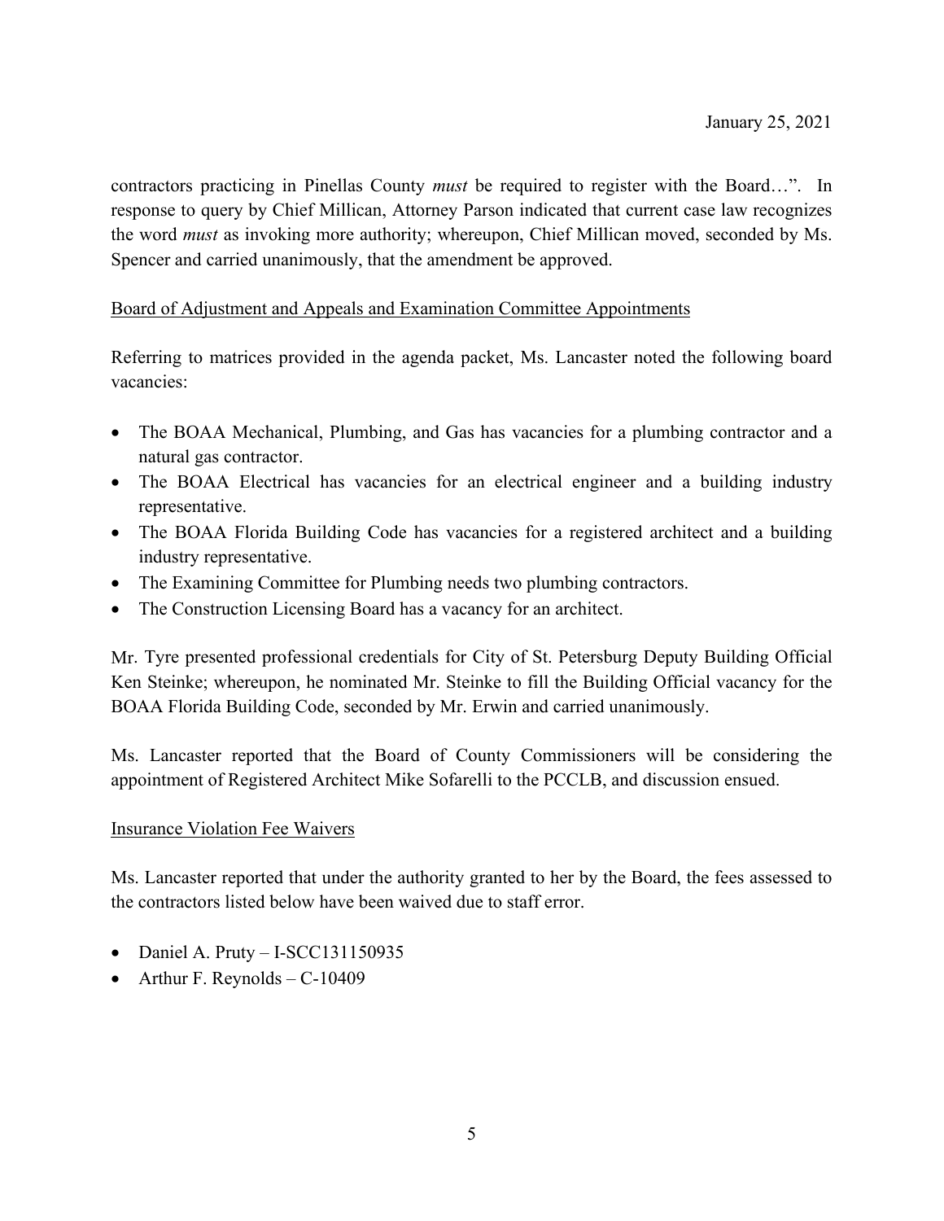contractors practicing in Pinellas County *must* be required to register with the Board…". In response to query by Chief Millican, Attorney Parson indicated that current case law recognizes the word *must* as invoking more authority; whereupon, Chief Millican moved, seconded by Ms. Spencer and carried unanimously, that the amendment be approved.

Board of Adjustment and Appeals and Examination Committee Appointments

Referring to matrices provided in the agenda packet, Ms. Lancaster noted the following board vacancies:

- The BOAA Mechanical, Plumbing, and Gas has vacancies for a plumbing contractor and a natural gas contractor.
- The BOAA Electrical has vacancies for an electrical engineer and a building industry representative.
- The BOAA Florida Building Code has vacancies for a registered architect and a building industry representative.
- The Examining Committee for Plumbing needs two plumbing contractors.
- The Construction Licensing Board has a vacancy for an architect.

Mr. Tyre presented professional credentials for City of St. Petersburg Deputy Building Official Ken Steinke; whereupon, he nominated Mr. Steinke to fill the Building Official vacancy for the BOAA Florida Building Code, seconded by Mr. Erwin and carried unanimously.

Ms. Lancaster reported that the Board of County Commissioners will be considering the appointment of Registered Architect Mike Sofarelli to the PCCLB, and discussion ensued.

Insurance Violation Fee Waivers

Ms. Lancaster reported that under the authority granted to her by the Board, the fees assessed to the contractors listed below have been waived due to staff error.

- Daniel A. Pruty – I-SCC131150935
- Arthur F. Reynolds – C-10409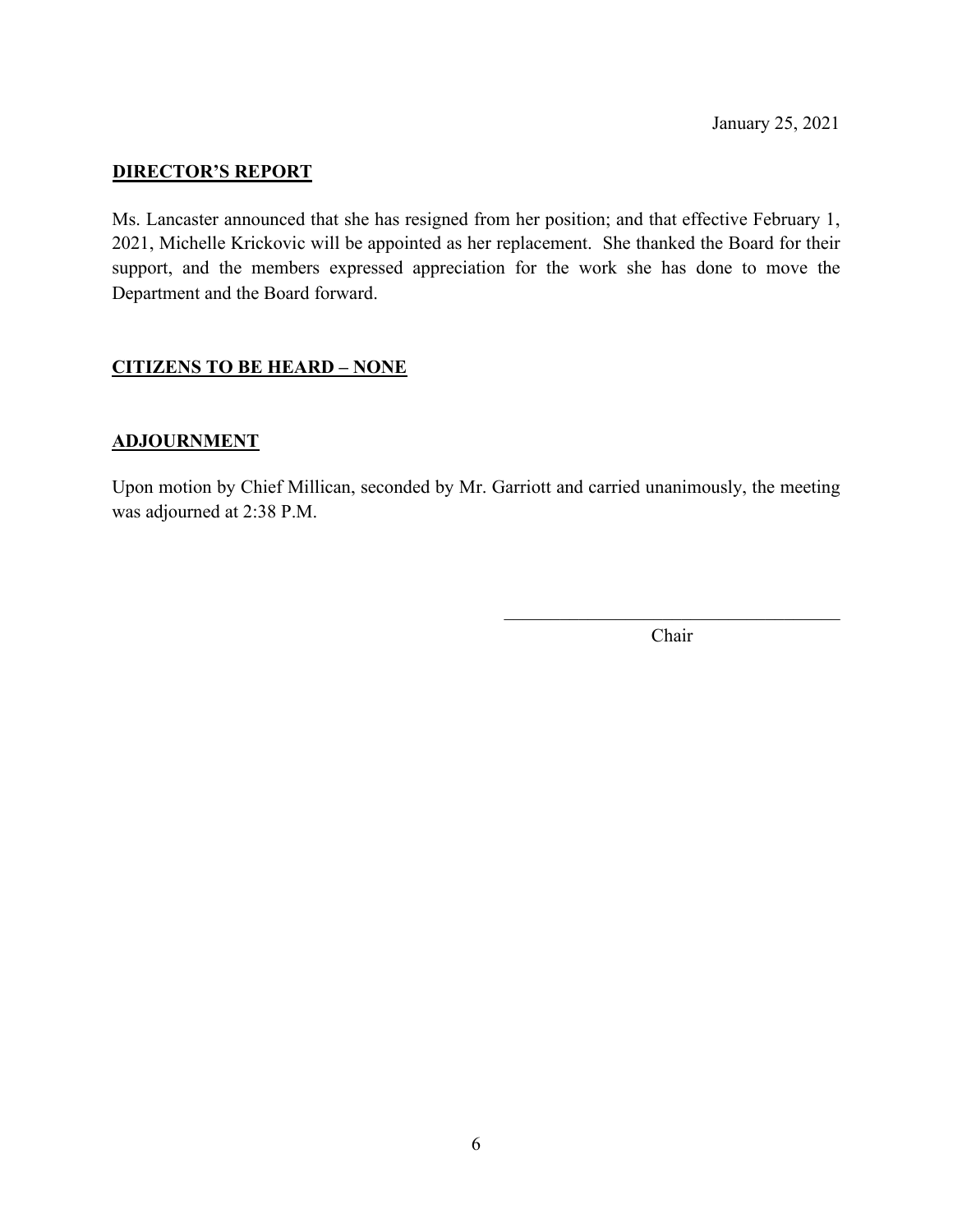January 25, 2021

## DIRECTOR'S REPORT

Ms. Lancaster announced that she has resigned from her position; and that effective February 1, 2021, Michelle Krickovic will be appointed as her replacement. She thanked the Board for their support, and the members expressed appreciation for the work she has done to move the Department and the Board forward.

## CITIZENS TO BE HEARD – NONE

## ADJOURNMENT

Upon motion by Chief Millican, seconded by Mr. Garriott and carried unanimously, the meeting was adjourned at 2:38 P.M.

\_\_\_\_\_\_\_\_\_\_\_\_\_\_\_\_\_\_\_\_\_\_\_\_\_\_\_\_\_\_\_\_\_\_\_\_\_\_

Chair